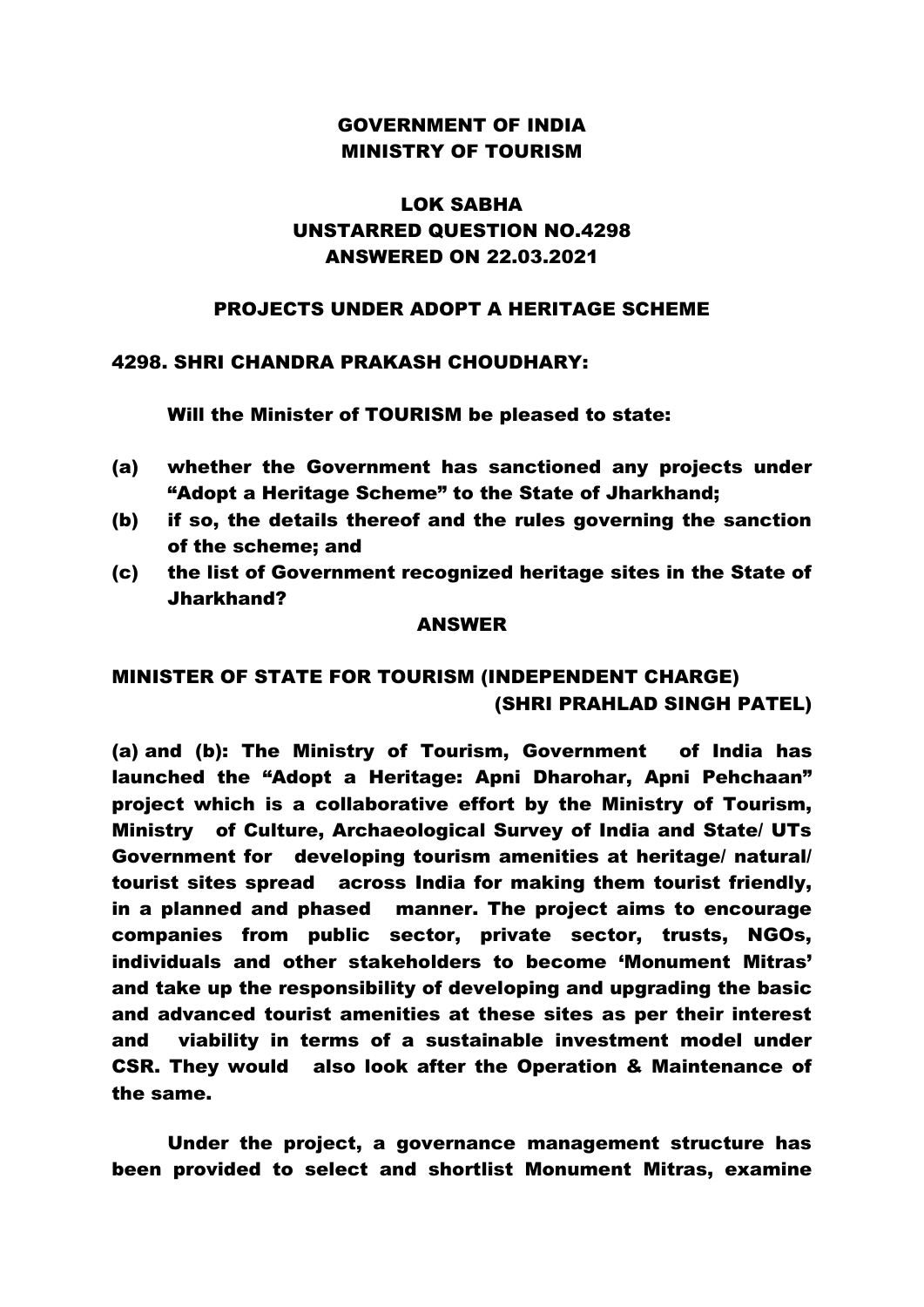**GOVERNMENT OF INDIA**
**MINISTRY OF TOURISM**

**LOK SABHA**
**UNSTARRED QUESTION NO.4298**
**ANSWERED ON 22.03.2021**

**PROJECTS UNDER ADOPT A HERITAGE SCHEME**

**4298. SHRI CHANDRA PRAKASH CHOUDHARY:**

**Will the Minister of TOURISM be pleased to state:**

**(a) whether the Government has sanctioned any projects under "Adopt a Heritage Scheme" to the State of Jharkhand;**

**(b) if so, the details thereof and the rules governing the sanction of the scheme; and**

**(c) the list of Government recognized heritage sites in the State of Jharkhand?**

**ANSWER**

**MINISTER OF STATE FOR TOURISM (INDEPENDENT CHARGE)**
**(SHRI PRAHLAD SINGH PATEL)**

**(a) and (b): The Ministry of Tourism, Government of India has launched the "Adopt a Heritage: Apni Dharohar, Apni Pehchaan" project which is a collaborative effort by the Ministry of Tourism, Ministry of Culture, Archaeological Survey of India and State/ UTs Government for developing tourism amenities at heritage/ natural/ tourist sites spread across India for making them tourist friendly, in a planned and phased manner. The project aims to encourage companies from public sector, private sector, trusts, NGOs, individuals and other stakeholders to become 'Monument Mitras' and take up the responsibility of developing and upgrading the basic and advanced tourist amenities at these sites as per their interest and viability in terms of a sustainable investment model under CSR. They would also look after the Operation & Maintenance of the same.**

**Under the project, a governance management structure has been provided to select and shortlist Monument Mitras, examine**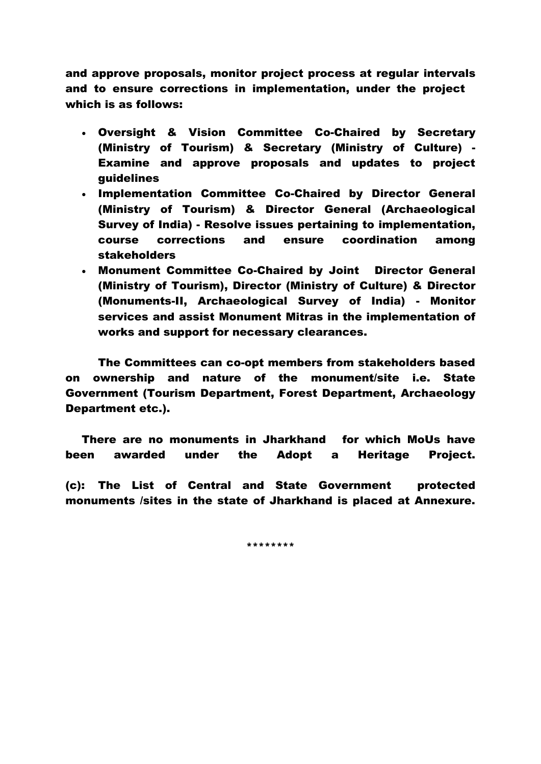**and approve proposals, monitor project process at regular intervals and to ensure corrections in implementation, under the project which is as follows:**

- **Oversight & Vision Committee Co-Chaired by Secretary (Ministry of Tourism) & Secretary (Ministry of Culture) - Examine and approve proposals and updates to project guidelines**
- **Implementation Committee Co-Chaired by Director General (Ministry of Tourism) & Director General (Archaeological Survey of India) - Resolve issues pertaining to implementation, course corrections and ensure coordination among stakeholders**
- **Monument Committee Co-Chaired by Joint Director General (Ministry of Tourism), Director (Ministry of Culture) & Director (Monuments-II, Archaeological Survey of India) - Monitor services and assist Monument Mitras in the implementation of works and support for necessary clearances.**

**The Committees can co-opt members from stakeholders based on ownership and nature of the monument/site i.e. State Government (Tourism Department, Forest Department, Archaeology Department etc.).**

**There are no monuments in Jharkhand for which MoUs have been awarded under the Adopt a Heritage Project.**

**(c): The List of Central and State Government protected monuments /sites in the state of Jharkhand is placed at Annexure.**

********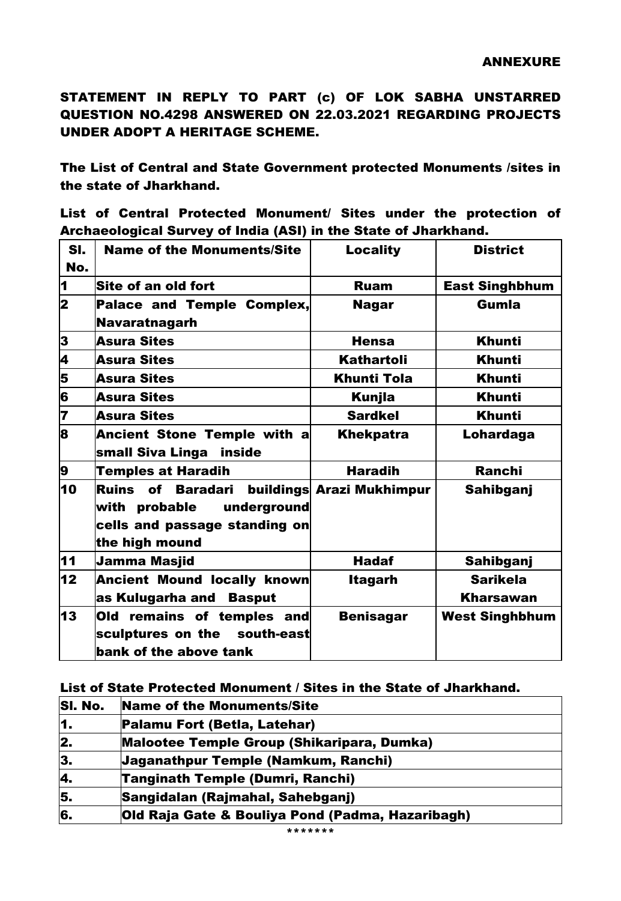ANNEXURE

**STATEMENT IN REPLY TO PART (c) OF LOK SABHA UNSTARRED QUESTION NO.4298 ANSWERED ON 22.03.2021 REGARDING PROJECTS UNDER ADOPT A HERITAGE SCHEME.**

**The List of Central and State Government protected Monuments /sites in the state of Jharkhand.**

**List of Central Protected Monument/ Sites under the protection of Archaeological Survey of India (ASI) in the State of Jharkhand.**

| Sl. No. | Name of the Monuments/Site | Locality | District |
|---|---|---|---|
| 1 | Site of an old fort | Ruam | East Singhbhum |
| 2 | Palace and Temple Complex, Navaratnagarh | Nagar | Gumla |
| 3 | Asura Sites | Hensa | Khunti |
| 4 | Asura Sites | Kathartoli | Khunti |
| 5 | Asura Sites | Khunti Tola | Khunti |
| 6 | Asura Sites | Kunjla | Khunti |
| 7 | Asura Sites | Sardkel | Khunti |
| 8 | Ancient Stone Temple with a small Siva Linga inside | Khekpatra | Lohardaga |
| 9 | Temples at Haradih | Haradih | Ranchi |
| 10 | Ruins of Baradari buildings with probable underground cells and passage standing on the high mound | Arazi Mukhimpur | Sahibganj |
| 11 | Jamma Masjid | Hadaf | Sahibganj |
| 12 | Ancient Mound locally known as Kulugarha and Basput | Itagarh | Sarikela Kharsawan |
| 13 | Old remains of temples and sculptures on the south-east bank of the above tank | Benisagar | West Singhbhum |

**List of State Protected Monument / Sites in the State of Jharkhand.**

| Sl. No. | Name of the Monuments/Site |
|---|---|
| 1. | Palamu Fort (Betla, Latehar) |
| 2. | Malootee Temple Group (Shikaripara, Dumka) |
| 3. | Jaganathpur Temple (Namkum, Ranchi) |
| 4. | Tanginath Temple (Dumri, Ranchi) |
| 5. | Sangidalan (Rajmahal, Sahebganj) |
| 6. | Old Raja Gate & Bouliya Pond (Padma, Hazaribagh) |

*******